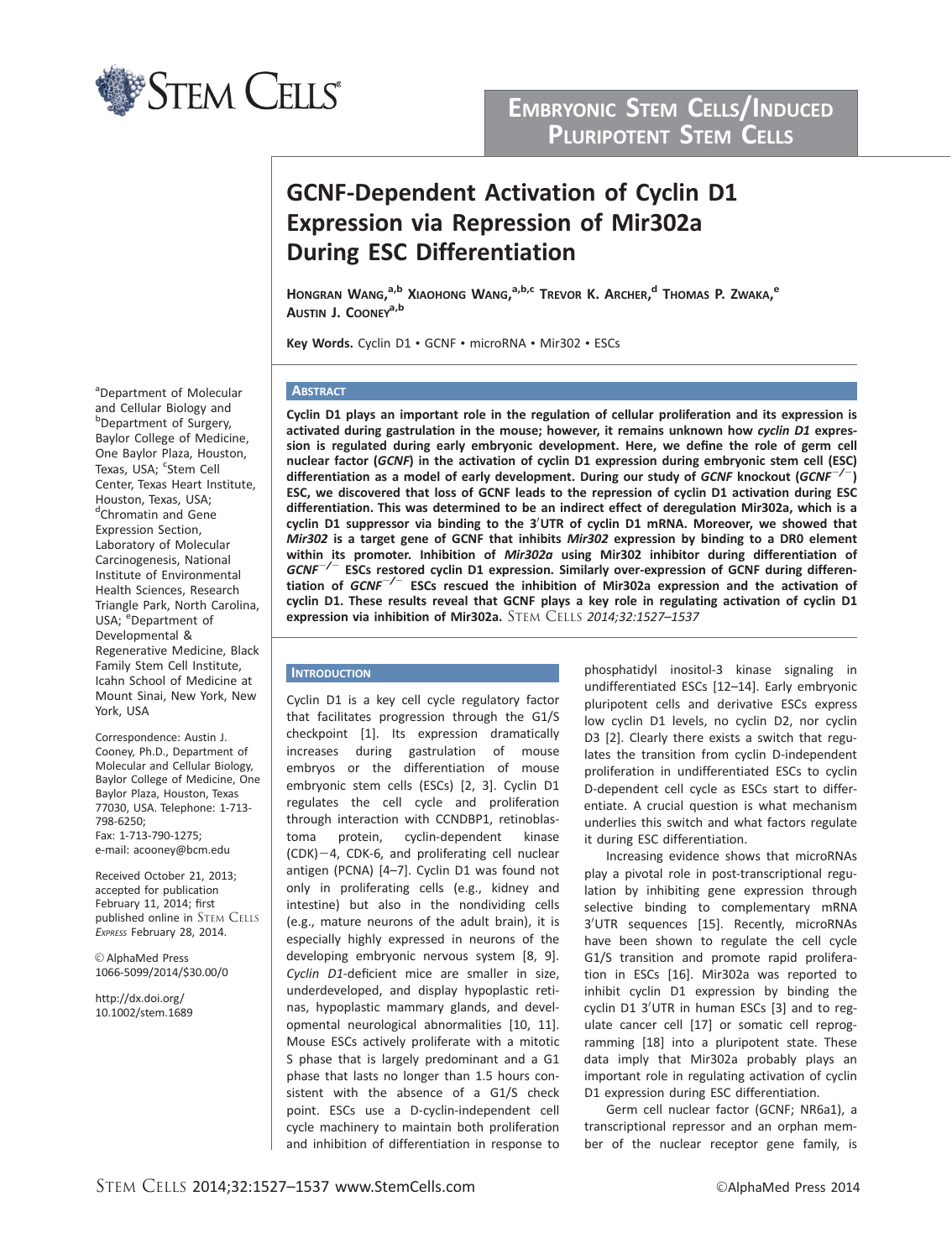# GCNF-Dependent Activation of Cyclin D1 Expression via Repression of Mir302a During ESC Differentiation

HONGRAN WANG,[a,b] XIAOHONG WANG,[a,b,c] TREVOR K. ARCHER,[d] THOMAS P. ZWAKA,[e] AUSTIN J. COONEY[a,b]

**Key Words.** Cyclin D1 • GCNF • microRNA • Mir302 • ESCs

[a]Department of Molecular and Cellular Biology and [b]Department of Surgery, Baylor College of Medicine, One Baylor Plaza, Houston, Texas, USA; [c]Stem Cell Center, Texas Heart Institute, Houston, Texas, USA; [d]Chromatin and Gene Expression Section, Laboratory of Molecular Carcinogenesis, National Institute of Environmental Health Sciences, Research Triangle Park, North Carolina, USA; [e]Department of Developmental & Regenerative Medicine, Black Family Stem Cell Institute, Icahn School of Medicine at Mount Sinai, New York, New York, USA

Correspondence: Austin J. Cooney, Ph.D., Department of Molecular and Cellular Biology, Baylor College of Medicine, One Baylor Plaza, Houston, Texas 77030, USA. Telephone: 1-713-798-6250; Fax: 1-713-790-1275; e-mail: acooney@bcm.edu

Received October 21, 2013; accepted for publication February 11, 2014; first published online in STEM CELLS *EXPRESS* February 28, 2014.

© AlphaMed Press 1066-5099/2014/$30.00/0

http://dx.doi.org/10.1002/stem.1689

## ABSTRACT

**Cyclin D1 plays an important role in the regulation of cellular proliferation and its expression is activated during gastrulation in the mouse; however, it remains unknown how *cyclin D1* expression is regulated during early embryonic development. Here, we define the role of germ cell nuclear factor (*GCNF*) in the activation of cyclin D1 expression during embryonic stem cell (ESC) differentiation as a model of early development. During our study of *GCNF* knockout (*GCNF*$^{-/-}$) ESC, we discovered that loss of GCNF leads to the repression of cyclin D1 activation during ESC differentiation. This was determined to be an indirect effect of deregulation Mir302a, which is a cyclin D1 suppressor via binding to the 3′UTR of cyclin D1 mRNA. Moreover, we showed that *Mir302* is a target gene of GCNF that inhibits *Mir302* expression by binding to a DR0 element within its promoter. Inhibition of *Mir302a* using Mir302 inhibitor during differentiation of *GCNF*$^{-/-}$ ESCs restored cyclin D1 expression. Similarly over-expression of GCNF during differentiation of *GCNF*$^{-/-}$ ESCs rescued the inhibition of Mir302a expression and the activation of cyclin D1. These results reveal that GCNF plays a key role in regulating activation of cyclin D1 expression via inhibition of Mir302a.** STEM CELLS *2014;32:1527–1537*

## INTRODUCTION

Cyclin D1 is a key cell cycle regulatory factor that facilitates progression through the G1/S checkpoint [1]. Its expression dramatically increases during gastrulation of mouse embryos or the differentiation of mouse embryonic stem cells (ESCs) [2, 3]. Cyclin D1 regulates the cell cycle and proliferation through interaction with CCNDBP1, retinoblastoma protein, cyclin-dependent kinase (CDK)−4, CDK-6, and proliferating cell nuclear antigen (PCNA) [4–7]. Cyclin D1 was found not only in proliferating cells (e.g., kidney and intestine) but also in the nondividing cells (e.g., mature neurons of the adult brain), it is especially highly expressed in neurons of the developing embryonic nervous system [8, 9]. *Cyclin D1*-deficient mice are smaller in size, underdeveloped, and display hypoplastic retinas, hypoplastic mammary glands, and developmental neurological abnormalities [10, 11]. Mouse ESCs actively proliferate with a mitotic S phase that is largely predominant and a G1 phase that lasts no longer than 1.5 hours consistent with the absence of a G1/S check point. ESCs use a D-cyclin-independent cell cycle machinery to maintain both proliferation and inhibition of differentiation in response to phosphatidyl inositol-3 kinase signaling in undifferentiated ESCs [12–14]. Early embryonic pluripotent cells and derivative ESCs express low cyclin D1 levels, no cyclin D2, nor cyclin D3 [2]. Clearly there exists a switch that regulates the transition from cyclin D-independent proliferation in undifferentiated ESCs to cyclin D-dependent cell cycle as ESCs start to differentiate. A crucial question is what mechanism underlies this switch and what factors regulate it during ESC differentiation.

Increasing evidence shows that microRNAs play a pivotal role in post-transcriptional regulation by inhibiting gene expression through selective binding to complementary mRNA 3′UTR sequences [15]. Recently, microRNAs have been shown to regulate the cell cycle G1/S transition and promote rapid proliferation in ESCs [16]. Mir302a was reported to inhibit cyclin D1 expression by binding the cyclin D1 3′UTR in human ESCs [3] and to regulate cancer cell [17] or somatic cell reprogramming [18] into a pluripotent state. These data imply that Mir302a probably plays an important role in regulating activation of cyclin D1 expression during ESC differentiation.

Germ cell nuclear factor (GCNF; NR6a1), a transcriptional repressor and an orphan member of the nuclear receptor gene family, is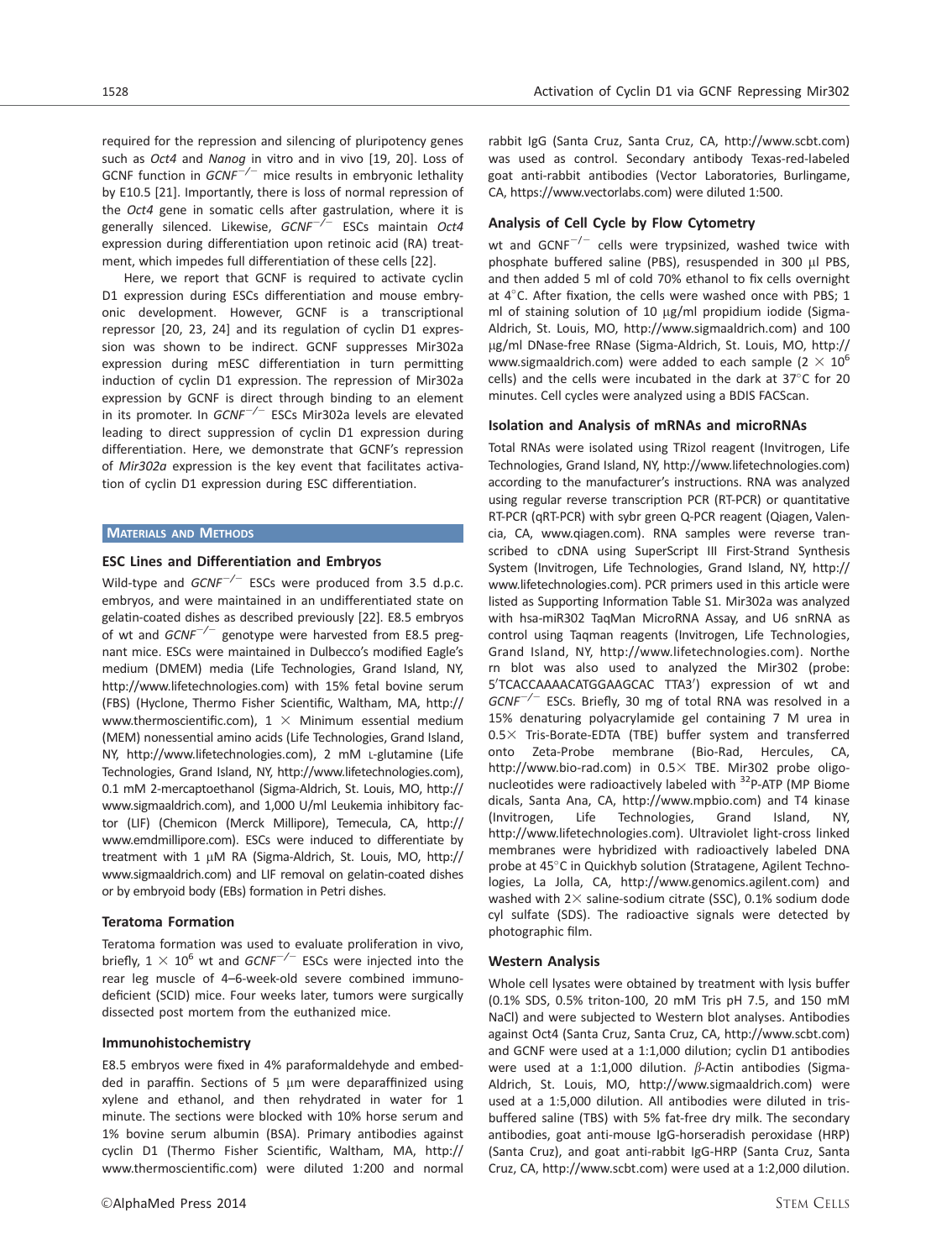required for the repression and silencing of pluripotency genes such as *Oct4* and *Nanog* in vitro and in vivo [19, 20]. Loss of GCNF function in $GCNF^{-/-}$ mice results in embryonic lethality by E10.5 [21]. Importantly, there is loss of normal repression of the *Oct4* gene in somatic cells after gastrulation, where it is generally silenced. Likewise, $GCNF^{-/-}$ ESCs maintain *Oct4* expression during differentiation upon retinoic acid (RA) treatment, which impedes full differentiation of these cells [22].

Here, we report that GCNF is required to activate cyclin D1 expression during ESCs differentiation and mouse embryonic development. However, GCNF is a transcriptional repressor [20, 23, 24] and its regulation of cyclin D1 expression was shown to be indirect. GCNF suppresses Mir302a expression during mESC differentiation in turn permitting induction of cyclin D1 expression. The repression of Mir302a expression by GCNF is direct through binding to an element in its promoter. In $GCNF^{-/-}$ ESCs Mir302a levels are elevated leading to direct suppression of cyclin D1 expression during differentiation. Here, we demonstrate that GCNF's repression of *Mir302a* expression is the key event that facilitates activation of cyclin D1 expression during ESC differentiation.

## Materials and Methods

### ESC Lines and Differentiation and Embryos

Wild-type and $GCNF^{-/-}$ ESCs were produced from 3.5 d.p.c. embryos, and were maintained in an undifferentiated state on gelatin-coated dishes as described previously [22]. E8.5 embryos of wt and $GCNF^{-/-}$ genotype were harvested from E8.5 pregnant mice. ESCs were maintained in Dulbecco's modified Eagle's medium (DMEM) media (Life Technologies, Grand Island, NY, http://www.lifetechnologies.com) with 15% fetal bovine serum (FBS) (Hyclone, Thermo Fisher Scientific, Waltham, MA, http://www.thermoscientific.com), 1 × Minimum essential medium (MEM) nonessential amino acids (Life Technologies, Grand Island, NY, http://www.lifetechnologies.com), 2 mM L-glutamine (Life Technologies, Grand Island, NY, http://www.lifetechnologies.com), 0.1 mM 2-mercaptoethanol (Sigma-Aldrich, St. Louis, MO, http://www.sigmaaldrich.com), and 1,000 U/ml Leukemia inhibitory factor (LIF) (Chemicon (Merck Millipore), Temecula, CA, http://www.emdmillipore.com). ESCs were induced to differentiate by treatment with 1 μM RA (Sigma-Aldrich, St. Louis, MO, http://www.sigmaaldrich.com) and LIF removal on gelatin-coated dishes or by embryoid body (EBs) formation in Petri dishes.

### Teratoma Formation

Teratoma formation was used to evaluate proliferation in vivo, briefly, $1 \times 10^6$ wt and $GCNF^{-/-}$ ESCs were injected into the rear leg muscle of 4–6-week-old severe combined immunodeficient (SCID) mice. Four weeks later, tumors were surgically dissected post mortem from the euthanized mice.

### Immunohistochemistry

E8.5 embryos were fixed in 4% paraformaldehyde and embedded in paraffin. Sections of 5 μm were deparaffinized using xylene and ethanol, and then rehydrated in water for 1 minute. The sections were blocked with 10% horse serum and 1% bovine serum albumin (BSA). Primary antibodies against cyclin D1 (Thermo Fisher Scientific, Waltham, MA, http://www.thermoscientific.com) were diluted 1:200 and normal rabbit IgG (Santa Cruz, Santa Cruz, CA, http://www.scbt.com) was used as control. Secondary antibody Texas-red-labeled goat anti-rabbit antibodies (Vector Laboratories, Burlingame, CA, https://www.vectorlabs.com) were diluted 1:500.

### Analysis of Cell Cycle by Flow Cytometry

wt and $GCNF^{-/-}$ cells were trypsinized, washed twice with phosphate buffered saline (PBS), resuspended in 300 μl PBS, and then added 5 ml of cold 70% ethanol to fix cells overnight at 4°C. After fixation, the cells were washed once with PBS; 1 ml of staining solution of 10 μg/ml propidium iodide (Sigma-Aldrich, St. Louis, MO, http://www.sigmaaldrich.com) and 100 μg/ml DNase-free RNase (Sigma-Aldrich, St. Louis, MO, http://www.sigmaaldrich.com) were added to each sample ($2 \times 10^6$ cells) and the cells were incubated in the dark at 37°C for 20 minutes. Cell cycles were analyzed using a BDIS FACScan.

### Isolation and Analysis of mRNAs and microRNAs

Total RNAs were isolated using TRizol reagent (Invitrogen, Life Technologies, Grand Island, NY, http://www.lifetechnologies.com) according to the manufacturer's instructions. RNA was analyzed using regular reverse transcription PCR (RT-PCR) or quantitative RT-PCR (qRT-PCR) with sybr green Q-PCR reagent (Qiagen, Valencia, CA, www.qiagen.com). RNA samples were reverse transcribed to cDNA using SuperScript III First-Strand Synthesis System (Invitrogen, Life Technologies, Grand Island, NY, http://www.lifetechnologies.com). PCR primers used in this article were listed as Supporting Information Table S1. Mir302a was analyzed with hsa-miR302 TaqMan MicroRNA Assay, and U6 snRNA as control using Taqman reagents (Invitrogen, Life Technologies, Grand Island, NY, http://www.lifetechnologies.com). Northern blot was also used to analyzed the Mir302 (probe: 5′TCACCAAAACATGGAAGCAC TTA3′) expression of wt and $GCNF^{-/-}$ ESCs. Briefly, 30 mg of total RNA was resolved in a 15% denaturing polyacrylamide gel containing 7 M urea in 0.5× Tris-Borate-EDTA (TBE) buffer system and transferred onto Zeta-Probe membrane (Bio-Rad, Hercules, CA, http://www.bio-rad.com) in 0.5× TBE. Mir302 probe oligonucleotides were radioactively labeled with $^{32}$P-ATP (MP Biomedicals, Santa Ana, CA, http://www.mpbio.com) and T4 kinase (Invitrogen, Life Technologies, Grand Island, NY, http://www.lifetechnologies.com). Ultraviolet light-cross linked membranes were hybridized with radioactively labeled DNA probe at 45°C in Quickhyb solution (Stratagene, Agilent Technologies, La Jolla, CA, http://www.genomics.agilent.com) and washed with 2× saline-sodium citrate (SSC), 0.1% sodium dodecyl sulfate (SDS). The radioactive signals were detected by photographic film.

### Western Analysis

Whole cell lysates were obtained by treatment with lysis buffer (0.1% SDS, 0.5% triton-100, 20 mM Tris pH 7.5, and 150 mM NaCl) and were subjected to Western blot analyses. Antibodies against Oct4 (Santa Cruz, Santa Cruz, CA, http://www.scbt.com) and GCNF were used at a 1:1,000 dilution; cyclin D1 antibodies were used at a 1:1,000 dilution. β-Actin antibodies (Sigma-Aldrich, St. Louis, MO, http://www.sigmaaldrich.com) were used at a 1:5,000 dilution. All antibodies were diluted in tris-buffered saline (TBS) with 5% fat-free dry milk. The secondary antibodies, goat anti-mouse IgG-horseradish peroxidase (HRP) (Santa Cruz), and goat anti-rabbit IgG-HRP (Santa Cruz, Santa Cruz, CA, http://www.scbt.com) were used at a 1:2,000 dilution.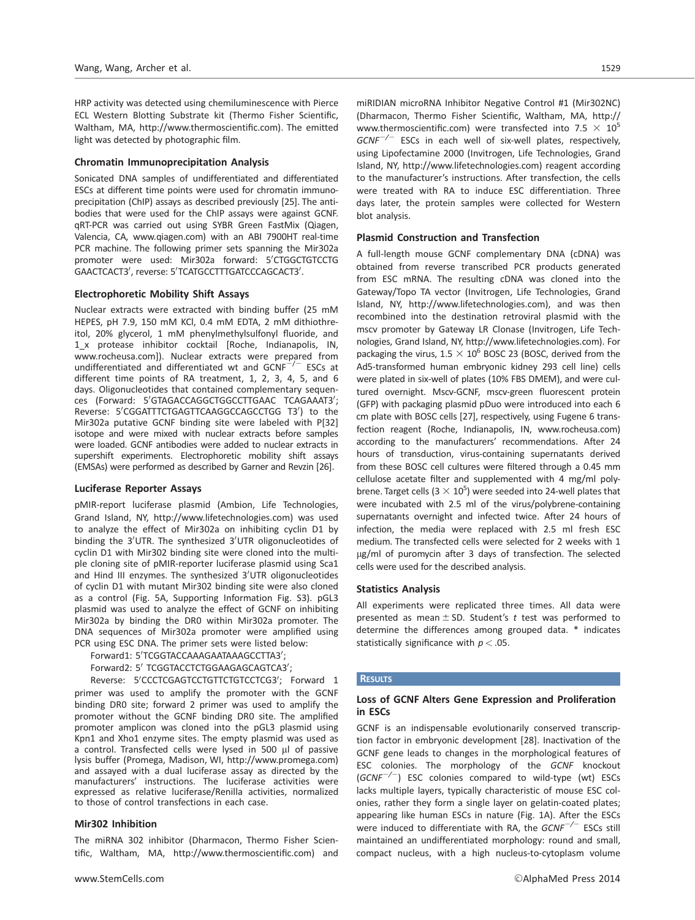HRP activity was detected using chemiluminescence with Pierce ECL Western Blotting Substrate kit (Thermo Fisher Scientific, Waltham, MA, http://www.thermoscientific.com). The emitted light was detected by photographic film.

### Chromatin Immunoprecipitation Analysis

Sonicated DNA samples of undifferentiated and differentiated ESCs at different time points were used for chromatin immunoprecipitation (ChIP) assays as described previously [25]. The antibodies that were used for the ChIP assays were against GCNF. qRT-PCR was carried out using SYBR Green FastMix (Qiagen, Valencia, CA, www.qiagen.com) with an ABI 7900HT real-time PCR machine. The following primer sets spanning the Mir302a promoter were used: Mir302a forward: 5′CTGGCTGTCCTG GAACTCACT3′, reverse: 5′TCATGCCTTTGATCCCAGCACT3′.

### Electrophoretic Mobility Shift Assays

Nuclear extracts were extracted with binding buffer (25 mM HEPES, pH 7.9, 150 mM KCl, 0.4 mM EDTA, 2 mM dithiothreitol, 20% glycerol, 1 mM phenylmethylsulfonyl fluoride, and 1_x protease inhibitor cocktail [Roche, Indianapolis, IN, www.rocheusa.com]). Nuclear extracts were prepared from undifferentiated and differentiated wt and GCNF$^{-/-}$ ESCs at different time points of RA treatment, 1, 2, 3, 4, 5, and 6 days. Oligonucleotides that contained complementary sequences (Forward: 5′GTAGACCAGGCTGGCCTTGAAC TCAGAAAT3′; Reverse: 5′CGGATTTCTGAGTTCAAGGCCAGCCTGG T3′) to the Mir302a putative GCNF binding site were labeled with P[32] isotope and were mixed with nuclear extracts before samples were loaded. GCNF antibodies were added to nuclear extracts in supershift experiments. Electrophoretic mobility shift assays (EMSAs) were performed as described by Garner and Revzin [26].

### Luciferase Reporter Assays

pMIR-report luciferase plasmid (Ambion, Life Technologies, Grand Island, NY, http://www.lifetechnologies.com) was used to analyze the effect of Mir302a on inhibiting cyclin D1 by binding the 3′UTR. The synthesized 3′UTR oligonucleotides of cyclin D1 with Mir302 binding site were cloned into the multiple cloning site of pMIR-reporter luciferase plasmid using Sca1 and Hind III enzymes. The synthesized 3′UTR oligonucleotides of cyclin D1 with mutant Mir302 binding site were also cloned as a control (Fig. 5A, Supporting Information Fig. S3). pGL3 plasmid was used to analyze the effect of GCNF on inhibiting Mir302a by binding the DR0 within Mir302a promoter. The DNA sequences of Mir302a promoter were amplified using PCR using ESC DNA. The primer sets were listed below:

Forward1: 5′TCGGTACCAAAGAATAAAGCCTTA3′;

Forward2: 5′ TCGGTACCTCTGGAAGAGCAGTCA3′;

Reverse: 5′CCCTCGAGTCCTGTTCTGTCCTCG3′; Forward 1 primer was used to amplify the promoter with the GCNF binding DR0 site; forward 2 primer was used to amplify the promoter without the GCNF binding DR0 site. The amplified promoter amplicon was cloned into the pGL3 plasmid using Kpn1 and Xho1 enzyme sites. The empty plasmid was used as a control. Transfected cells were lysed in 500 μl of passive lysis buffer (Promega, Madison, WI, http://www.promega.com) and assayed with a dual luciferase assay as directed by the manufacturers' instructions. The luciferase activities were expressed as relative luciferase/Renilla activities, normalized to those of control transfections in each case.

### Mir302 Inhibition

The miRNA 302 inhibitor (Dharmacon, Thermo Fisher Scientific, Waltham, MA, http://www.thermoscientific.com) and miRIDIAN microRNA Inhibitor Negative Control #1 (Mir302NC) (Dharmacon, Thermo Fisher Scientific, Waltham, MA, http://www.thermoscientific.com) were transfected into $7.5 \times 10^5$ *GCNF*$^{-/-}$ ESCs in each well of six-well plates, respectively, using Lipofectamine 2000 (Invitrogen, Life Technologies, Grand Island, NY, http://www.lifetechnologies.com) reagent according to the manufacturer's instructions. After transfection, the cells were treated with RA to induce ESC differentiation. Three days later, the protein samples were collected for Western blot analysis.

### Plasmid Construction and Transfection

A full-length mouse GCNF complementary DNA (cDNA) was obtained from reverse transcribed PCR products generated from ESC mRNA. The resulting cDNA was cloned into the Gateway/Topo TA vector (Invitrogen, Life Technologies, Grand Island, NY, http://www.lifetechnologies.com), and was then recombined into the destination retroviral plasmid with the mscv promoter by Gateway LR Clonase (Invitrogen, Life Technologies, Grand Island, NY, http://www.lifetechnologies.com). For packaging the virus, $1.5 \times 10^6$ BOSC 23 (BOSC, derived from the Ad5-transformed human embryonic kidney 293 cell line) cells were plated in six-well of plates (10% FBS DMEM), and were cultured overnight. Mscv-GCNF, mscv-green fluorescent protein (GFP) with packaging plasmid pDuo were introduced into each 6 cm plate with BOSC cells [27], respectively, using Fugene 6 transfection reagent (Roche, Indianapolis, IN, www.rocheusa.com) according to the manufacturers' recommendations. After 24 hours of transduction, virus-containing supernatants derived from these BOSC cell cultures were filtered through a 0.45 mm cellulose acetate filter and supplemented with 4 mg/ml polybrene. Target cells ($3 \times 10^5$) were seeded into 24-well plates that were incubated with 2.5 ml of the virus/polybrene-containing supernatants overnight and infected twice. After 24 hours of infection, the media were replaced with 2.5 ml fresh ESC medium. The transfected cells were selected for 2 weeks with 1 μg/ml of puromycin after 3 days of transfection. The selected cells were used for the described analysis.

### Statistics Analysis

All experiments were replicated three times. All data were presented as mean ± SD. Student's *t* test was performed to determine the differences among grouped data. * indicates statistically significance with $p < .05$.

## RESULTS

### Loss of GCNF Alters Gene Expression and Proliferation in ESCs

GCNF is an indispensable evolutionarily conserved transcription factor in embryonic development [28]. Inactivation of the GCNF gene leads to changes in the morphological features of ESC colonies. The morphology of the *GCNF* knockout (*GCNF*$^{-/-}$) ESC colonies compared to wild-type (wt) ESCs lacks multiple layers, typically characteristic of mouse ESC colonies, rather they form a single layer on gelatin-coated plates; appearing like human ESCs in nature (Fig. 1A). After the ESCs were induced to differentiate with RA, the *GCNF*$^{-/-}$ ESCs still maintained an undifferentiated morphology: round and small, compact nucleus, with a high nucleus-to-cytoplasm volume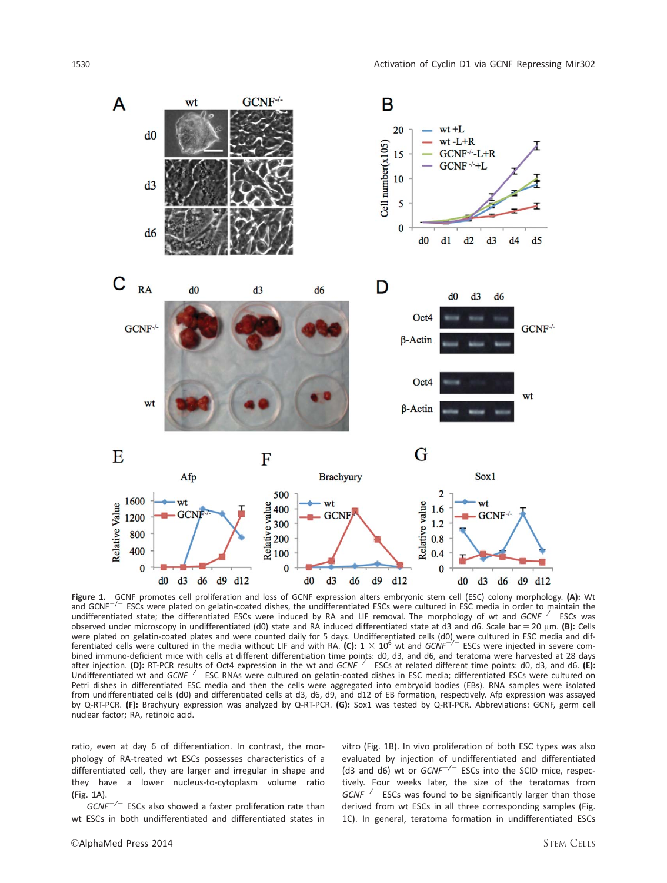**Figure 1.** GCNF promotes cell proliferation and loss of GCNF expression alters embryonic stem cell (ESC) colony morphology. **(A):** Wt and $GCNF^{-/-}$ ESCs were plated on gelatin-coated dishes, the undifferentiated ESCs were cultured in ESC media in order to maintain the undifferentiated state; the differentiated ESCs were induced by RA and LIF removal. The morphology of wt and $GCNF^{-/-}$ ESCs was observed under microscopy in undifferentiated (d0) state and RA induced differentiated state at d3 and d6. Scale bar = 20 µm. **(B):** Cells were plated on gelatin-coated plates and were counted daily for 5 days. Undifferentiated cells (d0) were cultured in ESC media and differentiated cells were cultured in the media without LIF and with RA. **(C):** $1 \times 10^6$ wt and $GCNF^{-/-}$ ESCs were injected in severe combined immuno-deficient mice with cells at different differentiation time points: d0, d3, and d6, and teratoma were harvested at 28 days after injection. **(D):** RT-PCR results of Oct4 expression in the wt and $GCNF^{-/-}$ ESCs at related different time points: d0, d3, and d6. **(E):** Undifferentiated wt and $GCNF^{-/-}$ ESC RNAs were cultured on gelatin-coated dishes in ESC media; differentiated ESCs were cultured on Petri dishes in differentiated ESC media and then the cells were aggregated into embryoid bodies (EBs). RNA samples were isolated from undifferentiated cells (d0) and differentiated cells at d3, d6, d9, and d12 of EB formation, respectively. Afp expression was assayed by Q-RT-PCR. **(F):** Brachyury expression was analyzed by Q-RT-PCR. **(G):** Sox1 was tested by Q-RT-PCR. Abbreviations: GCNF, germ cell nuclear factor; RA, retinoic acid.

ratio, even at day 6 of differentiation. In contrast, the morphology of RA-treated wt ESCs possesses characteristics of a differentiated cell, they are larger and irregular in shape and they have a lower nucleus-to-cytoplasm volume ratio (Fig. 1A).

$GCNF^{-/-}$ ESCs also showed a faster proliferation rate than wt ESCs in both undifferentiated and differentiated states in vitro (Fig. 1B). In vivo proliferation of both ESC types was also evaluated by injection of undifferentiated and differentiated (d3 and d6) wt or $GCNF^{-/-}$ ESCs into the SCID mice, respectively. Four weeks later, the size of the teratomas from $GCNF^{-/-}$ ESCs was found to be significantly larger than those derived from wt ESCs in all three corresponding samples (Fig. 1C). In general, teratoma formation in undifferentiated ESCs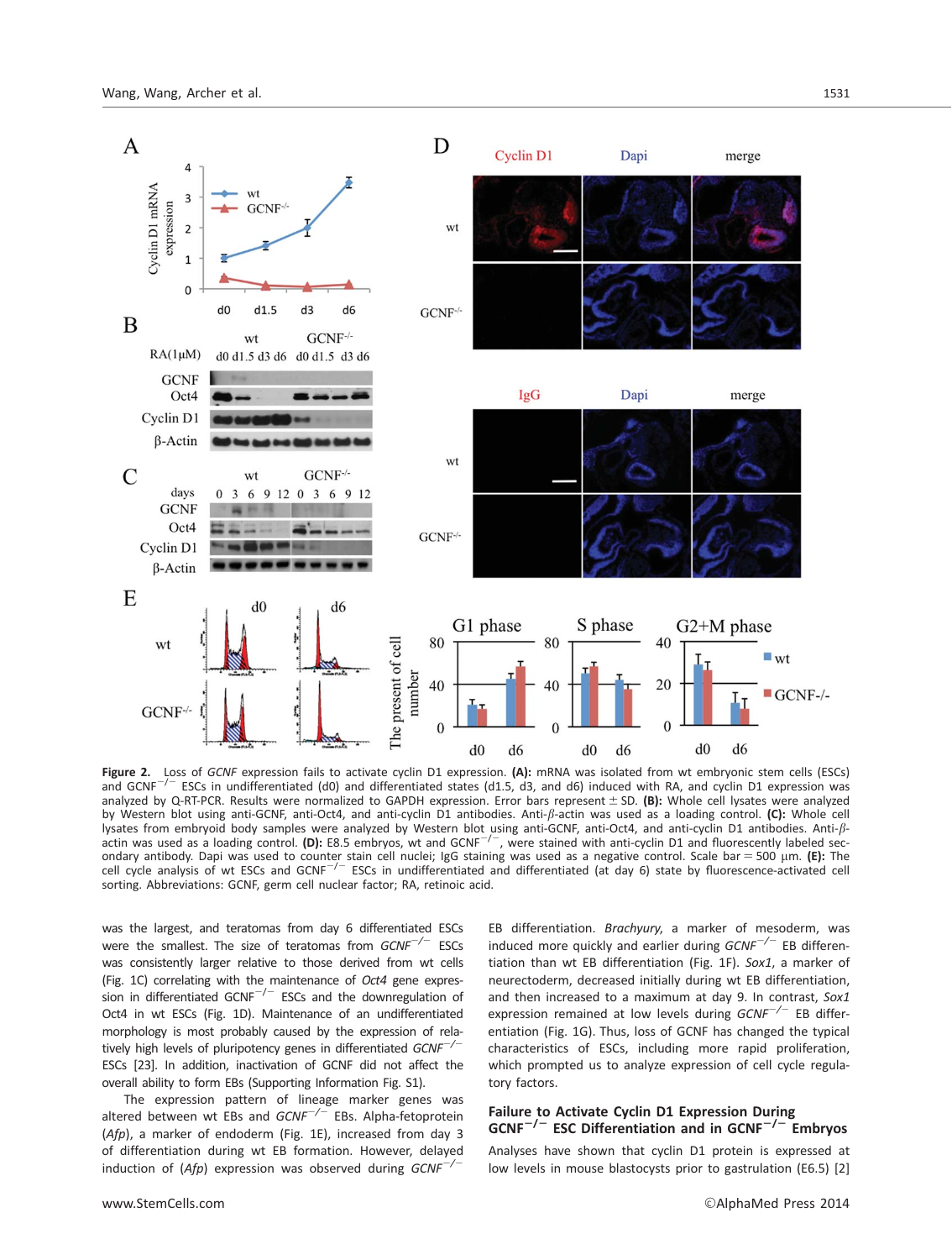**Figure 2.** Loss of *GCNF* expression fails to activate cyclin D1 expression. **(A):** mRNA was isolated from wt embryonic stem cells (ESCs) and GCNF$^{-/-}$ ESCs in undifferentiated (d0) and differentiated states (d1.5, d3, and d6) induced with RA, and cyclin D1 expression was analyzed by Q-RT-PCR. Results were normalized to GAPDH expression. Error bars represent ± SD. **(B):** Whole cell lysates were analyzed by Western blot using anti-GCNF, anti-Oct4, and anti-cyclin D1 antibodies. Anti-$\beta$-actin was used as a loading control. **(C):** Whole cell lysates from embryoid body samples were analyzed by Western blot using anti-GCNF, anti-Oct4, and anti-cyclin D1 antibodies. Anti-$\beta$-actin was used as a loading control. **(D):** E8.5 embryos, wt and GCNF$^{-/-}$, were stained with anti-cyclin D1 and fluorescently labeled secondary antibody. Dapi was used to counter stain cell nuclei; IgG staining was used as a negative control. Scale bar = 500 μm. **(E):** The cell cycle analysis of wt ESCs and GCNF$^{-/-}$ ESCs in undifferentiated and differentiated (at day 6) state by fluorescence-activated cell sorting. Abbreviations: GCNF, germ cell nuclear factor; RA, retinoic acid.

was the largest, and teratomas from day 6 differentiated ESCs were the smallest. The size of teratomas from *GCNF*$^{-/-}$ ESCs was consistently larger relative to those derived from wt cells (Fig. 1C) correlating with the maintenance of *Oct4* gene expression in differentiated GCNF$^{-/-}$ ESCs and the downregulation of Oct4 in wt ESCs (Fig. 1D). Maintenance of an undifferentiated morphology is most probably caused by the expression of relatively high levels of pluripotency genes in differentiated *GCNF*$^{-/-}$ ESCs [23]. In addition, inactivation of GCNF did not affect the overall ability to form EBs (Supporting Information Fig. S1).

The expression pattern of lineage marker genes was altered between wt EBs and *GCNF*$^{-/-}$ EBs. Alpha-fetoprotein (*Afp*), a marker of endoderm (Fig. 1E), increased from day 3 of differentiation during wt EB formation. However, delayed induction of (*Afp*) expression was observed during *GCNF*$^{-/-}$ EB differentiation. *Brachyury*, a marker of mesoderm, was induced more quickly and earlier during *GCNF*$^{-/-}$ EB differentiation than wt EB differentiation (Fig. 1F). *Sox1*, a marker of neurectoderm, decreased initially during wt EB differentiation, and then increased to a maximum at day 9. In contrast, *Sox1* expression remained at low levels during *GCNF*$^{-/-}$ EB differentiation (Fig. 1G). Thus, loss of GCNF has changed the typical characteristics of ESCs, including more rapid proliferation, which prompted us to analyze expression of cell cycle regulatory factors.

### Failure to Activate Cyclin D1 Expression During GCNF$^{-/-}$ ESC Differentiation and in GCNF$^{-/-}$ Embryos

Analyses have shown that cyclin D1 protein is expressed at low levels in mouse blastocysts prior to gastrulation (E6.5) [2]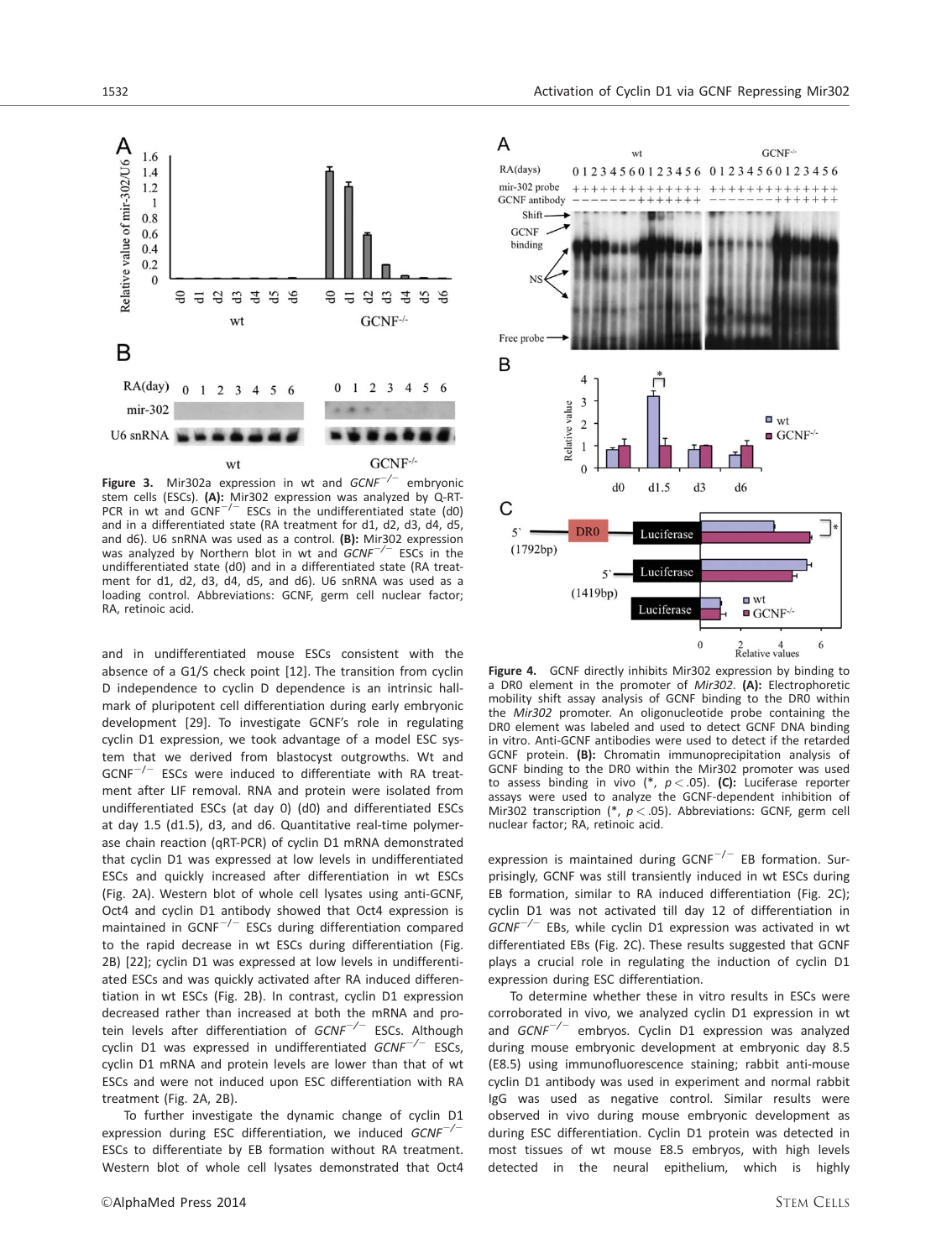**Figure 3.** Mir302a expression in wt and *GCNF*$^{-/-}$ embryonic stem cells (ESCs). **(A):** Mir302 expression was analyzed by Q-RT-PCR in wt and GCNF$^{-/-}$ ESCs in the undifferentiated state (d0) and in a differentiated state (RA treatment for d1, d2, d3, d4, d5, and d6). U6 snRNA was used as a control. **(B):** Mir302 expression was analyzed by Northern blot in wt and *GCNF*$^{-/-}$ ESCs in the undifferentiated state (d0) and in a differentiated state (RA treatment for d1, d2, d3, d4, d5, and d6). U6 snRNA was used as a loading control. Abbreviations: GCNF, germ cell nuclear factor; RA, retinoic acid.

and in undifferentiated mouse ESCs consistent with the absence of a G1/S check point [12]. The transition from cyclin D independence to cyclin D dependence is an intrinsic hallmark of pluripotent cell differentiation during early embryonic development [29]. To investigate GCNF's role in regulating cyclin D1 expression, we took advantage of a model ESC system that we derived from blastocyst outgrowths. Wt and GCNF$^{-/-}$ ESCs were induced to differentiate with RA treatment after LIF removal. RNA and protein were isolated from undifferentiated ESCs (at day 0) (d0) and differentiated ESCs at day 1.5 (d1.5), d3, and d6. Quantitative real-time polymerase chain reaction (qRT-PCR) of cyclin D1 mRNA demonstrated that cyclin D1 was expressed at low levels in undifferentiated ESCs and quickly increased after differentiation in wt ESCs (Fig. 2A). Western blot of whole cell lysates using anti-GCNF, Oct4 and cyclin D1 antibody showed that Oct4 expression is maintained in GCNF$^{-/-}$ ESCs during differentiation compared to the rapid decrease in wt ESCs during differentiation (Fig. 2B) [22]; cyclin D1 was expressed at low levels in undifferentiated ESCs and was quickly activated after RA induced differentiation in wt ESCs (Fig. 2B). In contrast, cyclin D1 expression decreased rather than increased at both the mRNA and protein levels after differentiation of *GCNF*$^{-/-}$ ESCs. Although cyclin D1 was expressed in undifferentiated *GCNF*$^{-/-}$ ESCs, cyclin D1 mRNA and protein levels are lower than that of wt ESCs and were not induced upon ESC differentiation with RA treatment (Fig. 2A, 2B).

To further investigate the dynamic change of cyclin D1 expression during ESC differentiation, we induced *GCNF*$^{-/-}$ ESCs to differentiate by EB formation without RA treatment. Western blot of whole cell lysates demonstrated that Oct4 expression is maintained during GCNF$^{-/-}$ EB formation. Surprisingly, GCNF was still transiently induced in wt ESCs during EB formation, similar to RA induced differentiation (Fig. 2C); cyclin D1 was not activated till day 12 of differentiation in *GCNF*$^{-/-}$ EBs, while cyclin D1 expression was activated in wt differentiated EBs (Fig. 2C). These results suggested that GCNF plays a crucial role in regulating the induction of cyclin D1 expression during ESC differentiation.

**Figure 4.** GCNF directly inhibits Mir302 expression by binding to a DR0 element in the promoter of *Mir302*. **(A):** Electrophoretic mobility shift assay analysis of GCNF binding to the DR0 within the *Mir302* promoter. An oligonucleotide probe containing the DR0 element was labeled and used to detect GCNF DNA binding in vitro. Anti-GCNF antibodies were used to detect if the retarded GCNF protein. **(B):** Chromatin immunoprecipitation analysis of GCNF binding to the DR0 within the Mir302 promoter was used to assess binding in vivo (*, $p < .05$). **(C):** Luciferase reporter assays were used to analyze the GCNF-dependent inhibition of Mir302 transcription (*, $p < .05$). Abbreviations: GCNF, germ cell nuclear factor; RA, retinoic acid.

To determine whether these in vitro results in ESCs were corroborated in vivo, we analyzed cyclin D1 expression in wt and *GCNF*$^{-/-}$ embryos. Cyclin D1 expression was analyzed during mouse embryonic development at embryonic day 8.5 (E8.5) using immunofluorescence staining; rabbit anti-mouse cyclin D1 antibody was used in experiment and normal rabbit IgG was used as negative control. Similar results were observed in vivo during mouse embryonic development as during ESC differentiation. Cyclin D1 protein was detected in most tissues of wt mouse E8.5 embryos, with high levels detected in the neural epithelium, which is highly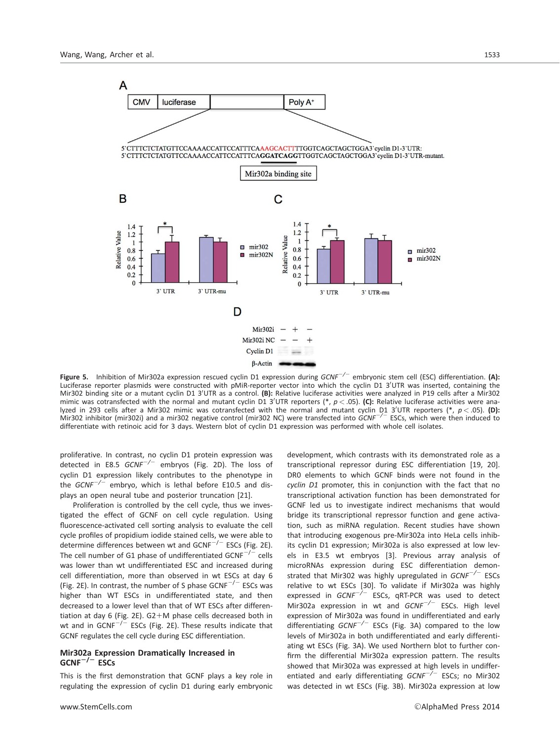**Figure 5.** Inhibition of Mir302a expression rescued cyclin D1 expression during *GCNF*$^{-/-}$ embryonic stem cell (ESC) differentiation. **(A):** Luciferase reporter plasmids were constructed with pMiR-reporter vector into which the cyclin D1 3′UTR was inserted, containing the Mir302 binding site or a mutant cyclin D1 3′UTR as a control. **(B):** Relative luciferase activities were analyzed in P19 cells after a Mir302 mimic was cotransfected with the normal and mutant cyclin D1 3′UTR reporters (*, $p < .05$). **(C):** Relative luciferase activities were analyzed in 293 cells after a Mir302 mimic was cotransfected with the normal and mutant cyclin D1 3′UTR reporters (*, $p < .05$). **(D):** Mir302 inhibitor (mir302i) and a mir302 negative control (mir302 NC) were transfected into *GCNF*$^{-/-}$ ESCs, which were then induced to differentiate with retinoic acid for 3 days. Western blot of cyclin D1 expression was performed with whole cell isolates.

proliferative. In contrast, no cyclin D1 protein expression was detected in E8.5 *GCNF*$^{-/-}$ embryos (Fig. 2D). The loss of cyclin D1 expression likely contributes to the phenotype in the *GCNF*$^{-/-}$ embryo, which is lethal before E10.5 and displays an open neural tube and posterior truncation [21].

Proliferation is controlled by the cell cycle, thus we investigated the effect of GCNF on cell cycle regulation. Using fluorescence-activated cell sorting analysis to evaluate the cell cycle profiles of propidium iodide stained cells, we were able to determine differences between wt and GCNF$^{-/-}$ ESCs (Fig. 2E). The cell number of G1 phase of undifferentiated GCNF$^{-/-}$ cells was lower than wt undifferentiated ESC and increased during cell differentiation, more than observed in wt ESCs at day 6 (Fig. 2E). In contrast, the number of S phase GCNF$^{-/-}$ ESCs was higher than WT ESCs in undifferentiated state, and then decreased to a lower level than that of WT ESCs after differentiation at day 6 (Fig. 2E). G2+M phase cells decreased both in wt and in GCNF$^{-/-}$ ESCs (Fig. 2E). These results indicate that GCNF regulates the cell cycle during ESC differentiation.

## Mir302a Expression Dramatically Increased in GCNF$^{-/-}$ ESCs

This is the first demonstration that GCNF plays a key role in regulating the expression of cyclin D1 during early embryonic development, which contrasts with its demonstrated role as a transcriptional repressor during ESC differentiation [19, 20]. DR0 elements to which GCNF binds were not found in the *cyclin D1* promoter, this in conjunction with the fact that no transcriptional activation function has been demonstrated for GCNF led us to investigate indirect mechanisms that would bridge its transcriptional repressor function and gene activation, such as miRNA regulation. Recent studies have shown that introducing exogenous pre-Mir302a into HeLa cells inhibits its cyclin D1 expression; Mir302a is also expressed at low levels in E3.5 wt embryos [3]. Previous array analysis of microRNAs expression during ESC differentiation demonstrated that Mir302 was highly upregulated in *GCNF*$^{-/-}$ ESCs relative to wt ESCs [30]. To validate if Mir302a was highly expressed in *GCNF*$^{-/-}$ ESCs, qRT-PCR was used to detect Mir302a expression in wt and *GCNF*$^{-/-}$ ESCs. High level expression of Mir302a was found in undifferentiated and early differentiating *GCNF*$^{-/-}$ ESCs (Fig. 3A) compared to the low levels of Mir302a in both undifferentiated and early differentiating wt ESCs (Fig. 3A). We used Northern blot to further confirm the differential Mir302a expression pattern. The results showed that Mir302a was expressed at high levels in undifferentiated and early differentiating *GCNF*$^{-/-}$ ESCs; no Mir302 was detected in wt ESCs (Fig. 3B). Mir302a expression at low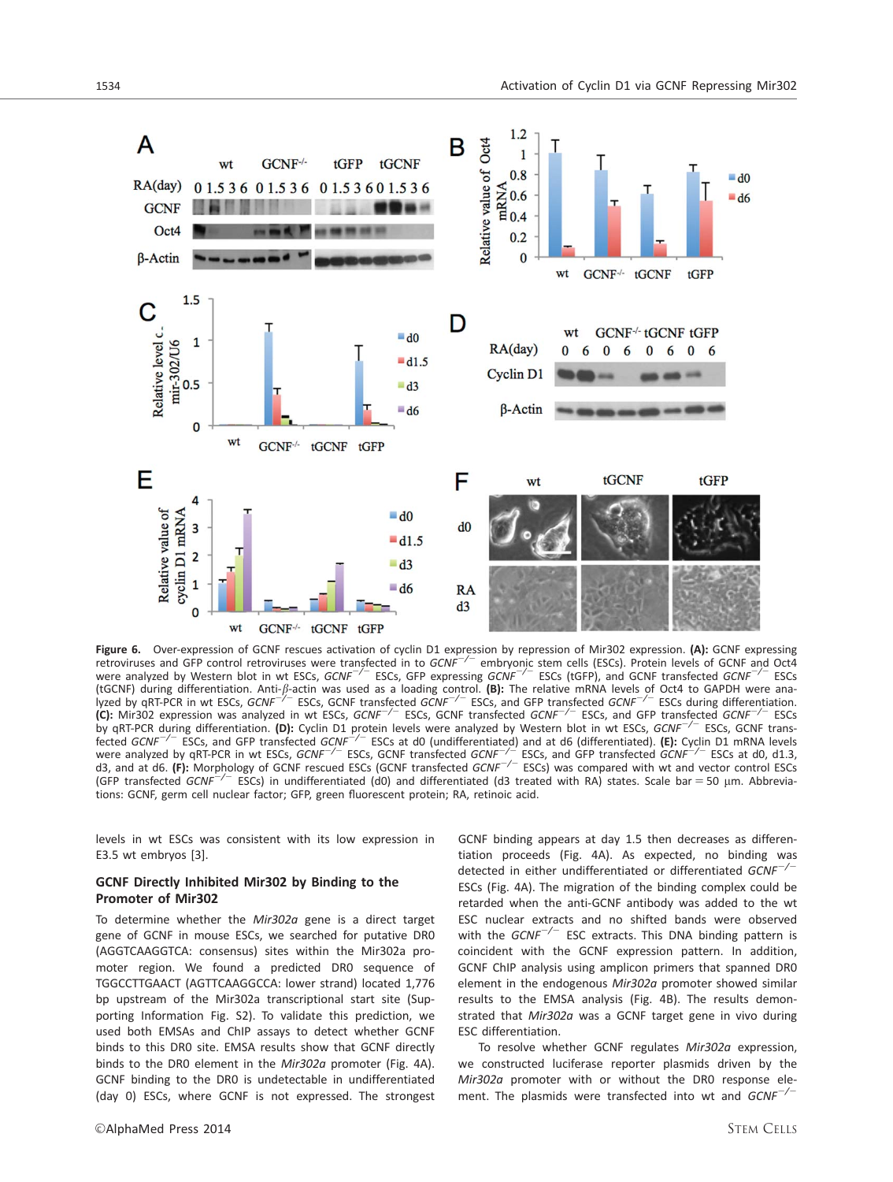**Figure 6.** Over-expression of GCNF rescues activation of cyclin D1 expression by repression of Mir302 expression. **(A):** GCNF expressing retroviruses and GFP control retroviruses were transfected in to *GCNF*$^{-/-}$ embryonic stem cells (ESCs). Protein levels of GCNF and Oct4 were analyzed by Western blot in wt ESCs, *GCNF*$^{-/-}$ ESCs, GFP expressing *GCNF*$^{-/-}$ ESCs (tGFP), and GCNF transfected *GCNF*$^{-/-}$ ESCs (tGCNF) during differentiation. Anti-β-actin was used as a loading control. **(B):** The relative mRNA levels of Oct4 to GAPDH were analyzed by qRT-PCR in wt ESCs, *GCNF*$^{-/-}$ ESCs, GCNF transfected *GCNF*$^{-/-}$ ESCs, and GFP transfected *GCNF*$^{-/-}$ ESCs during differentiation. **(C):** Mir302 expression was analyzed in wt ESCs, *GCNF*$^{-/-}$ ESCs, GCNF transfected *GCNF*$^{-/-}$ ESCs, and GFP transfected *GCNF*$^{-/-}$ ESCs by qRT-PCR during differentiation. **(D):** Cyclin D1 protein levels were analyzed by Western blot in wt ESCs, *GCNF*$^{-/-}$ ESCs, GCNF transfected *GCNF*$^{-/-}$ ESCs, and GFP transfected *GCNF*$^{-/-}$ ESCs at d0 (undifferentiated) and at d6 (differentiated). **(E):** Cyclin D1 mRNA levels were analyzed by qRT-PCR in wt ESCs, *GCNF*$^{-/-}$ ESCs, GCNF transfected *GCNF*$^{-/-}$ ESCs, and GFP transfected *GCNF*$^{-/-}$ ESCs at d0, d1.3, d3, and at d6. **(F):** Morphology of GCNF rescued ESCs (GCNF transfected *GCNF*$^{-/-}$ ESCs) was compared with wt and vector control ESCs (GFP transfected *GCNF*$^{-/-}$ ESCs) in undifferentiated (d0) and differentiated (d3 treated with RA) states. Scale bar = 50 μm. Abbreviations: GCNF, germ cell nuclear factor; GFP, green fluorescent protein; RA, retinoic acid.

levels in wt ESCs was consistent with its low expression in E3.5 wt embryos [3].

### GCNF Directly Inhibited Mir302 by Binding to the Promoter of Mir302

To determine whether the *Mir302a* gene is a direct target gene of GCNF in mouse ESCs, we searched for putative DR0 (AGGTCAAGGTCA: consensus) sites within the Mir302a promoter region. We found a predicted DR0 sequence of TGGCCTTGAACT (AGTTCAAGGCCA: lower strand) located 1,776 bp upstream of the Mir302a transcriptional start site (Supporting Information Fig. S2). To validate this prediction, we used both EMSAs and ChIP assays to detect whether GCNF binds to this DR0 site. EMSA results show that GCNF directly binds to the DR0 element in the *Mir302a* promoter (Fig. 4A). GCNF binding to the DR0 is undetectable in undifferentiated (day 0) ESCs, where GCNF is not expressed. The strongest GCNF binding appears at day 1.5 then decreases as differentiation proceeds (Fig. 4A). As expected, no binding was detected in either undifferentiated or differentiated *GCNF*$^{-/-}$ ESCs (Fig. 4A). The migration of the binding complex could be retarded when the anti-GCNF antibody was added to the wt ESC nuclear extracts and no shifted bands were observed with the *GCNF*$^{-/-}$ ESC extracts. This DNA binding pattern is coincident with the GCNF expression pattern. In addition, GCNF ChIP analysis using amplicon primers that spanned DR0 element in the endogenous *Mir302a* promoter showed similar results to the EMSA analysis (Fig. 4B). The results demonstrated that *Mir302a* was a GCNF target gene in vivo during ESC differentiation.

To resolve whether GCNF regulates *Mir302a* expression, we constructed luciferase reporter plasmids driven by the *Mir302a* promoter with or without the DR0 response element. The plasmids were transfected into wt and *GCNF*$^{-/-}$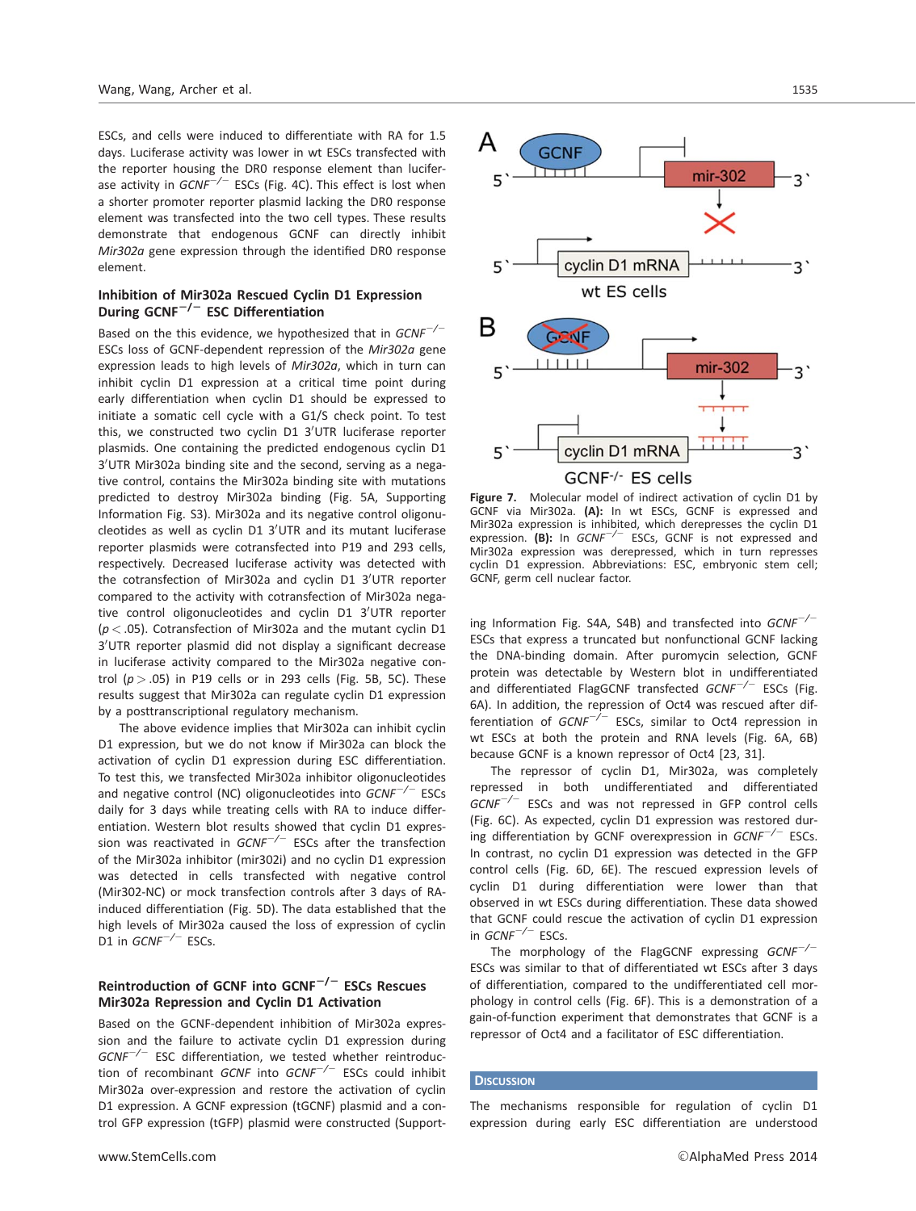ESCs, and cells were induced to differentiate with RA for 1.5 days. Luciferase activity was lower in wt ESCs transfected with the reporter housing the DR0 response element than luciferase activity in *GCNF*$^{-/-}$ ESCs (Fig. 4C). This effect is lost when a shorter promoter reporter plasmid lacking the DR0 response element was transfected into the two cell types. These results demonstrate that endogenous GCNF can directly inhibit *Mir302a* gene expression through the identified DR0 response element.

### Inhibition of Mir302a Rescued Cyclin D1 Expression During GCNF$^{-/-}$ ESC Differentiation

Based on the this evidence, we hypothesized that in *GCNF*$^{-/-}$ ESCs loss of GCNF-dependent repression of the *Mir302a* gene expression leads to high levels of *Mir302a*, which in turn can inhibit cyclin D1 expression at a critical time point during early differentiation when cyclin D1 should be expressed to initiate a somatic cell cycle with a G1/S check point. To test this, we constructed two cyclin D1 3′UTR luciferase reporter plasmids. One containing the predicted endogenous cyclin D1 3′UTR Mir302a binding site and the second, serving as a negative control, contains the Mir302a binding site with mutations predicted to destroy Mir302a binding (Fig. 5A, Supporting Information Fig. S3). Mir302a and its negative control oligonucleotides as well as cyclin D1 3′UTR and its mutant luciferase reporter plasmids were cotransfected into P19 and 293 cells, respectively. Decreased luciferase activity was detected with the cotransfection of Mir302a and cyclin D1 3′UTR reporter compared to the activity with cotransfection of Mir302a negative control oligonucleotides and cyclin D1 3′UTR reporter ($p < .05$). Cotransfection of Mir302a and the mutant cyclin D1 3′UTR reporter plasmid did not display a significant decrease in luciferase activity compared to the Mir302a negative control ($p > .05$) in P19 cells or in 293 cells (Fig. 5B, 5C). These results suggest that Mir302a can regulate cyclin D1 expression by a posttranscriptional regulatory mechanism.

The above evidence implies that Mir302a can inhibit cyclin D1 expression, but we do not know if Mir302a can block the activation of cyclin D1 expression during ESC differentiation. To test this, we transfected Mir302a inhibitor oligonucleotides and negative control (NC) oligonucleotides into *GCNF*$^{-/-}$ ESCs daily for 3 days while treating cells with RA to induce differentiation. Western blot results showed that cyclin D1 expression was reactivated in *GCNF*$^{-/-}$ ESCs after the transfection of the Mir302a inhibitor (mir302i) and no cyclin D1 expression was detected in cells transfected with negative control (Mir302-NC) or mock transfection controls after 3 days of RA-induced differentiation (Fig. 5D). The data established that the high levels of Mir302a caused the loss of expression of cyclin D1 in *GCNF*$^{-/-}$ ESCs.

### Reintroduction of GCNF into GCNF$^{-/-}$ ESCs Rescues Mir302a Repression and Cyclin D1 Activation

Based on the GCNF-dependent inhibition of Mir302a expression and the failure to activate cyclin D1 expression during *GCNF*$^{-/-}$ ESC differentiation, we tested whether reintroduction of recombinant *GCNF* into *GCNF*$^{-/-}$ ESCs could inhibit Mir302a over-expression and restore the activation of cyclin D1 expression. A GCNF expression (tGCNF) plasmid and a control GFP expression (tGFP) plasmid were constructed (Supporting Information Fig. S4A, S4B) and transfected into *GCNF*$^{-/-}$ ESCs that express a truncated but nonfunctional GCNF lacking the DNA-binding domain. After puromycin selection, GCNF protein was detectable by Western blot in undifferentiated and differentiated FlagGCNF transfected *GCNF*$^{-/-}$ ESCs (Fig. 6A). In addition, the repression of Oct4 was rescued after differentiation of *GCNF*$^{-/-}$ ESCs, similar to Oct4 repression in wt ESCs at both the protein and RNA levels (Fig. 6A, 6B) because GCNF is a known repressor of Oct4 [23, 31].

The repressor of cyclin D1, Mir302a, was completely repressed in both undifferentiated and differentiated *GCNF*$^{-/-}$ ESCs and was not repressed in GFP control cells (Fig. 6C). As expected, cyclin D1 expression was restored during differentiation by GCNF overexpression in *GCNF*$^{-/-}$ ESCs. In contrast, no cyclin D1 expression was detected in the GFP control cells (Fig. 6D, 6E). The rescued expression levels of cyclin D1 during differentiation were lower than that observed in wt ESCs during differentiation. These data showed that GCNF could rescue the activation of cyclin D1 expression in *GCNF*$^{-/-}$ ESCs.

The morphology of the FlagGCNF expressing *GCNF*$^{-/-}$ ESCs was similar to that of differentiated wt ESCs after 3 days of differentiation, compared to the undifferentiated cell morphology in control cells (Fig. 6F). This is a demonstration of a gain-of-function experiment that demonstrates that GCNF is a repressor of Oct4 and a facilitator of ESC differentiation.

**Figure 7.** Molecular model of indirect activation of cyclin D1 by GCNF via Mir302a. **(A):** In wt ESCs, GCNF is expressed and Mir302a expression is inhibited, which derepresses the cyclin D1 expression. **(B):** In *GCNF*$^{-/-}$ ESCs, GCNF is not expressed and Mir302a expression was derepressed, which in turn represses cyclin D1 expression. Abbreviations: ESC, embryonic stem cell; GCNF, germ cell nuclear factor.

## Discussion

The mechanisms responsible for regulation of cyclin D1 expression during early ESC differentiation are understood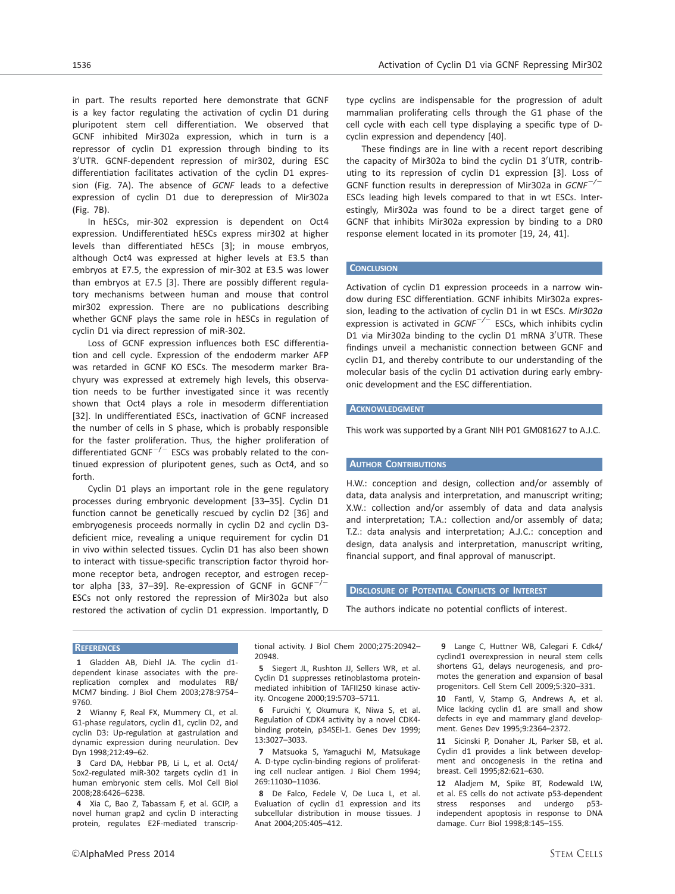in part. The results reported here demonstrate that GCNF is a key factor regulating the activation of cyclin D1 during pluripotent stem cell differentiation. We observed that GCNF inhibited Mir302a expression, which in turn is a repressor of cyclin D1 expression through binding to its 3′UTR. GCNF-dependent repression of mir302, during ESC differentiation facilitates activation of the cyclin D1 expression (Fig. 7A). The absence of *GCNF* leads to a defective expression of cyclin D1 due to derepression of Mir302a (Fig. 7B).

In hESCs, mir-302 expression is dependent on Oct4 expression. Undifferentiated hESCs express mir302 at higher levels than differentiated hESCs [3]; in mouse embryos, although Oct4 was expressed at higher levels at E3.5 than embryos at E7.5, the expression of mir-302 at E3.5 was lower than embryos at E7.5 [3]. There are possibly different regulatory mechanisms between human and mouse that control mir302 expression. There are no publications describing whether GCNF plays the same role in hESCs in regulation of cyclin D1 via direct repression of miR-302.

Loss of GCNF expression influences both ESC differentiation and cell cycle. Expression of the endoderm marker AFP was retarded in GCNF KO ESCs. The mesoderm marker Brachyury was expressed at extremely high levels, this observation needs to be further investigated since it was recently shown that Oct4 plays a role in mesoderm differentiation [32]. In undifferentiated ESCs, inactivation of GCNF increased the number of cells in S phase, which is probably responsible for the faster proliferation. Thus, the higher proliferation of differentiated GCNF$^{-/-}$ ESCs was probably related to the continued expression of pluripotent genes, such as Oct4, and so forth.

Cyclin D1 plays an important role in the gene regulatory processes during embryonic development [33–35]. Cyclin D1 function cannot be genetically rescued by cyclin D2 [36] and embryogenesis proceeds normally in cyclin D2 and cyclin D3-deficient mice, revealing a unique requirement for cyclin D1 in vivo within selected tissues. Cyclin D1 has also been shown to interact with tissue-specific transcription factor thyroid hormone receptor beta, androgen receptor, and estrogen receptor alpha [33, 37–39]. Re-expression of GCNF in GCNF$^{-/-}$ ESCs not only restored the repression of Mir302a but also restored the activation of cyclin D1 expression. Importantly, D type cyclins are indispensable for the progression of adult mammalian proliferating cells through the G1 phase of the cell cycle with each cell type displaying a specific type of D-cyclin expression and dependency [40].

These findings are in line with a recent report describing the capacity of Mir302a to bind the cyclin D1 3′UTR, contributing to its repression of cyclin D1 expression [3]. Loss of GCNF function results in derepression of Mir302a in *GCNF*$^{-/-}$ ESCs leading high levels compared to that in wt ESCs. Interestingly, Mir302a was found to be a direct target gene of GCNF that inhibits Mir302a expression by binding to a DR0 response element located in its promoter [19, 24, 41].

## Conclusion

Activation of cyclin D1 expression proceeds in a narrow window during ESC differentiation. GCNF inhibits Mir302a expression, leading to the activation of cyclin D1 in wt ESCs. *Mir302a* expression is activated in *GCNF*$^{-/-}$ ESCs, which inhibits cyclin D1 via Mir302a binding to the cyclin D1 mRNA 3′UTR. These findings unveil a mechanistic connection between GCNF and cyclin D1, and thereby contribute to our understanding of the molecular basis of the cyclin D1 activation during early embryonic development and the ESC differentiation.

## Acknowledgment

This work was supported by a Grant NIH P01 GM081627 to A.J.C.

## Author Contributions

H.W.: conception and design, collection and/or assembly of data, data analysis and interpretation, and manuscript writing; X.W.: collection and/or assembly of data and data analysis and interpretation; T.A.: collection and/or assembly of data; T.Z.: data analysis and interpretation; A.J.C.: conception and design, data analysis and interpretation, manuscript writing, financial support, and final approval of manuscript.

## Disclosure of Potential Conflicts of Interest

The authors indicate no potential conflicts of interest.

## References

1 Gladden AB, Diehl JA. The cyclin d1-dependent kinase associates with the pre-replication complex and modulates RB/MCM7 binding. J Biol Chem 2003;278:9754–9760.

2 Wianny F, Real FX, Mummery CL, et al. G1-phase regulators, cyclin d1, cyclin D2, and cyclin D3: Up-regulation at gastrulation and dynamic expression during neurulation. Dev Dyn 1998;212:49–62.

3 Card DA, Hebbar PB, Li L, et al. Oct4/Sox2-regulated miR-302 targets cyclin d1 in human embryonic stem cells. Mol Cell Biol 2008;28:6426–6238.

4 Xia C, Bao Z, Tabassam F, et al. GCIP, a novel human grap2 and cyclin D interacting protein, regulates E2F-mediated transcriptional activity. J Biol Chem 2000;275:20942–20948.

5 Siegert JL, Rushton JJ, Sellers WR, et al. Cyclin D1 suppresses retinoblastoma protein-mediated inhibition of TAFII250 kinase activity. Oncogene 2000;19:5703–5711.

6 Furuichi Y, Okumura K, Niwa S, et al. Regulation of CDK4 activity by a novel CDK4-binding protein, p34SEI-1. Genes Dev 1999;13:3027–3033.

7 Matsuoka S, Yamaguchi M, Matsukage A. D-type cyclin-binding regions of proliferating cell nuclear antigen. J Biol Chem 1994;269:11030–11036.

8 De Falco, Fedele V, De Luca L, et al. Evaluation of cyclin d1 expression and its subcellular distribution in mouse tissues. J Anat 2004;205:405–412.

9 Lange C, Huttner WB, Calegari F. Cdk4/cyclind1 overexpression in neural stem cells shortens G1, delays neurogenesis, and promotes the generation and expansion of basal progenitors. Cell Stem Cell 2009;5:320–331.

10 Fantl, V, Stamp G, Andrews A, et al. Mice lacking cyclin d1 are small and show defects in eye and mammary gland development. Genes Dev 1995;9:2364–2372.

11 Sicinski P, Donaher JL, Parker SB, et al. Cyclin d1 provides a link between development and oncogenesis in the retina and breast. Cell 1995;82:621–630.

12 Aladjem M, Spike BT, Rodewald LW, et al. ES cells do not activate p53-dependent stress responses and undergo p53-independent apoptosis in response to DNA damage. Curr Biol 1998;8:145–155.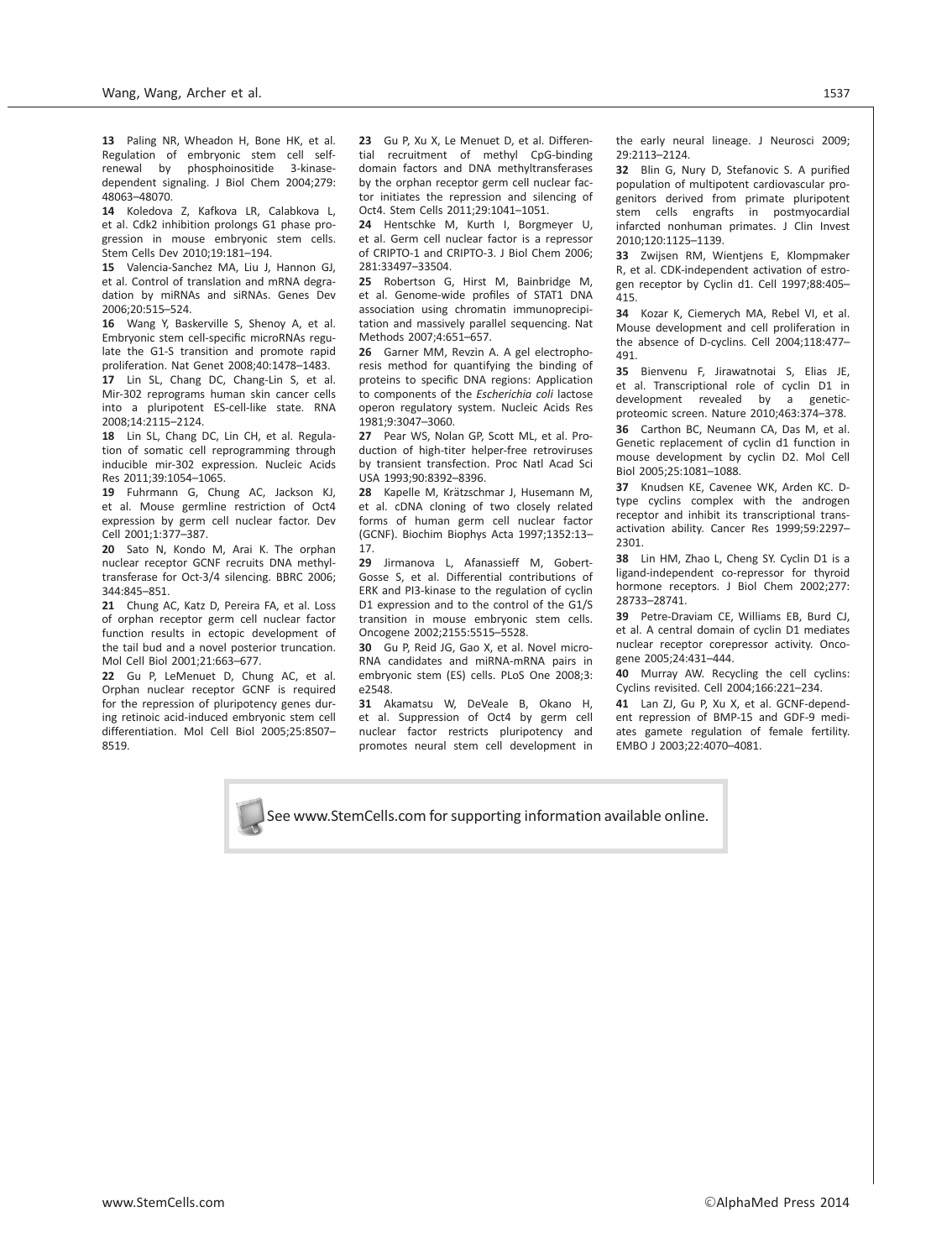13 Paling NR, Wheadon H, Bone HK, et al. Regulation of embryonic stem cell self-renewal by phosphoinositide 3-kinase-dependent signaling. J Biol Chem 2004;279: 48063–48070.

14 Koledova Z, Kafkova LR, Calabkova L, et al. Cdk2 inhibition prolongs G1 phase progression in mouse embryonic stem cells. Stem Cells Dev 2010;19:181–194.

15 Valencia-Sanchez MA, Liu J, Hannon GJ, et al. Control of translation and mRNA degradation by miRNAs and siRNAs. Genes Dev 2006;20:515–524.

16 Wang Y, Baskerville S, Shenoy A, et al. Embryonic stem cell-specific microRNAs regulate the G1-S transition and promote rapid proliferation. Nat Genet 2008;40:1478–1483.

17 Lin SL, Chang DC, Chang-Lin S, et al. Mir-302 reprograms human skin cancer cells into a pluripotent ES-cell-like state. RNA 2008;14:2115–2124.

18 Lin SL, Chang DC, Lin CH, et al. Regulation of somatic cell reprogramming through inducible mir-302 expression. Nucleic Acids Res 2011;39:1054–1065.

19 Fuhrmann G, Chung AC, Jackson KJ, et al. Mouse germline restriction of Oct4 expression by germ cell nuclear factor. Dev Cell 2001;1:377–387.

20 Sato N, Kondo M, Arai K. The orphan nuclear receptor GCNF recruits DNA methyltransferase for Oct-3/4 silencing. BBRC 2006; 344:845–851.

21 Chung AC, Katz D, Pereira FA, et al. Loss of orphan receptor germ cell nuclear factor function results in ectopic development of the tail bud and a novel posterior truncation. Mol Cell Biol 2001;21:663–677.

22 Gu P, LeMenuet D, Chung AC, et al. Orphan nuclear receptor GCNF is required for the repression of pluripotency genes during retinoic acid-induced embryonic stem cell differentiation. Mol Cell Biol 2005;25:8507–8519.

23 Gu P, Xu X, Le Menuet D, et al. Differential recruitment of methyl CpG-binding domain factors and DNA methyltransferases by the orphan receptor germ cell nuclear factor initiates the repression and silencing of Oct4. Stem Cells 2011;29:1041–1051.

24 Hentschke M, Kurth I, Borgmeyer U, et al. Germ cell nuclear factor is a repressor of CRIPTO-1 and CRIPTO-3. J Biol Chem 2006; 281:33497–33504.

25 Robertson G, Hirst M, Bainbridge M, et al. Genome-wide profiles of STAT1 DNA association using chromatin immunoprecipitation and massively parallel sequencing. Nat Methods 2007;4:651–657.

26 Garner MM, Revzin A. A gel electrophoresis method for quantifying the binding of proteins to specific DNA regions: Application to components of the *Escherichia coli* lactose operon regulatory system. Nucleic Acids Res 1981;9:3047–3060.

27 Pear WS, Nolan GP, Scott ML, et al. Production of high-titer helper-free retroviruses by transient transfection. Proc Natl Acad Sci USA 1993;90:8392–8396.

28 Kapelle M, Krätzschmar J, Husemann M, et al. cDNA cloning of two closely related forms of human germ cell nuclear factor (GCNF). Biochim Biophys Acta 1997;1352:13–17.

29 Jirmanova L, Afanassieff M, Gobert-Gosse S, et al. Differential contributions of ERK and PI3-kinase to the regulation of cyclin D1 expression and to the control of the G1/S transition in mouse embryonic stem cells. Oncogene 2002;2155:5515–5528.

30 Gu P, Reid JG, Gao X, et al. Novel microRNA candidates and miRNA-mRNA pairs in embryonic stem (ES) cells. PLoS One 2008;3: e2548.

31 Akamatsu W, DeVeale B, Okano H, et al. Suppression of Oct4 by germ cell nuclear factor restricts pluripotency and promotes neural stem cell development in the early neural lineage. J Neurosci 2009; 29:2113–2124.

32 Blin G, Nury D, Stefanovic S. A purified population of multipotent cardiovascular progenitors derived from primate pluripotent stem cells engrafts in postmyocardial infarcted nonhuman primates. J Clin Invest 2010;120:1125–1139.

33 Zwijsen RM, Wientjens E, Klompmaker R, et al. CDK-independent activation of estrogen receptor by Cyclin d1. Cell 1997;88:405–415.

34 Kozar K, Ciemerych MA, Rebel VI, et al. Mouse development and cell proliferation in the absence of D-cyclins. Cell 2004;118:477–491.

35 Bienvenu F, Jirawatnotai S, Elias JE, et al. Transcriptional role of cyclin D1 in development revealed by a genetic-proteomic screen. Nature 2010;463:374–378.

36 Carthon BC, Neumann CA, Das M, et al. Genetic replacement of cyclin d1 function in mouse development by cyclin D2. Mol Cell Biol 2005;25:1081–1088.

37 Knudsen KE, Cavenee WK, Arden KC. D-type cyclins complex with the androgen receptor and inhibit its transcriptional transactivation ability. Cancer Res 1999;59:2297–2301.

38 Lin HM, Zhao L, Cheng SY. Cyclin D1 is a ligand-independent co-repressor for thyroid hormone receptors. J Biol Chem 2002;277: 28733–28741.

39 Petre-Draviam CE, Williams EB, Burd CJ, et al. A central domain of cyclin D1 mediates nuclear receptor corepressor activity. Oncogene 2005;24:431–444.

40 Murray AW. Recycling the cell cyclins: Cyclins revisited. Cell 2004;166:221–234.

41 Lan ZJ, Gu P, Xu X, et al. GCNF-dependent repression of BMP-15 and GDF-9 mediates gamete regulation of female fertility. EMBO J 2003;22:4070–4081.

See www.StemCells.com for supporting information available online.